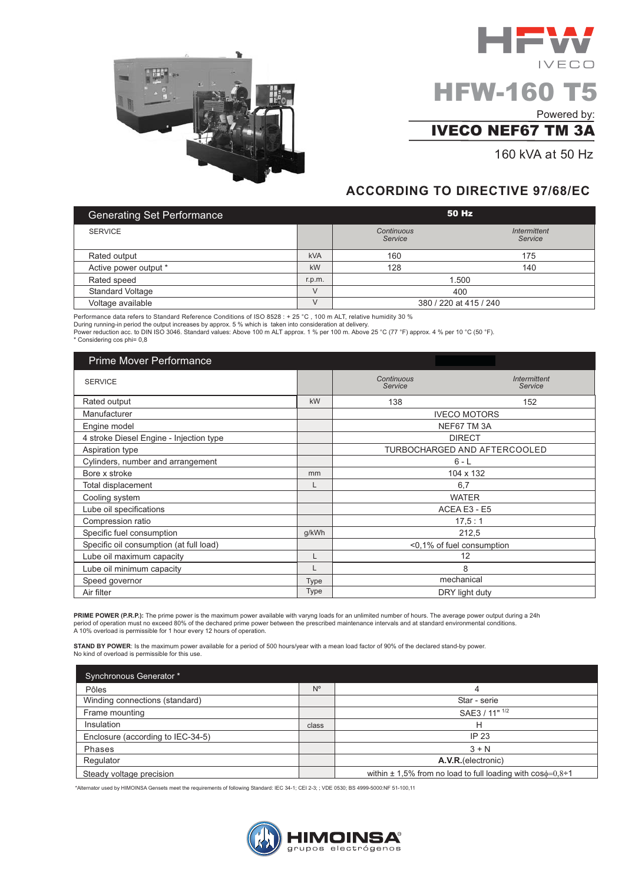# HFW-160 T5

IVECO

Powered by:

## IVECO NEF67 TM 3A

160 kVA at 50 Hz

## ACCORDING TO DIRECTIVE 97/68/EC

| Generating Set Performance | | 50 Hz | |
|---|---|---|---|
| SERVICE | | *Continuous Service* | *Intermittent Service* |
| Rated output | kVA | 160 | 175 |
| Active power output * | kW | 128 | 140 |
| Rated speed | r.p.m. | 1.500 | |
| Standard Voltage | V | 400 | |
| Voltage available | V | 380 / 220 at 415 / 240 | |

Performance data refers to Standard Reference Conditions of ISO 8528 : + 25 °C , 100 m ALT, relative humidity 30 %
During running-in period the output increases by approx. 5 % which is taken into consideration at delivery.
Power reduction acc. to DIN ISO 3046. Standard values: Above 100 m ALT approx. 1 % per 100 m. Above 25 °C (77 °F) approx. 4 % per 10 °C (50 °F).
* Considering cos phi= 0,8

| Prime Mover Performance | | | |
|---|---|---|---|
| SERVICE | | *Continuous Service* | *Intermittent Service* |
| Rated output | kW | 138 | 152 |
| Manufacturer | | IVECO MOTORS | |
| Engine model | | NEF67 TM 3A | |
| 4 stroke Diesel Engine - Injection type | | DIRECT | |
| Aspiration type | | TURBOCHARGED AND AFTERCOOLED | |
| Cylinders, number and arrangement | | 6 - L | |
| Bore x stroke | mm | 104 x 132 | |
| Total displacement | L | 6,7 | |
| Cooling system | | WATER | |
| Lube oil specifications | | ACEA E3 - E5 | |
| Compression ratio | | 17,5 : 1 | |
| Specific fuel consumption | g/kWh | 212,5 | |
| Specific oil consumption (at full load) | | <0,1% of fuel consumption | |
| Lube oil maximum capacity | L | 12 | |
| Lube oil minimum capacity | L | 8 | |
| Speed governor | Type | mechanical | |
| Air filter | Type | DRY light duty | |

**PRIME POWER (P.R.P.):** The prime power is the maximum power available with varyng loads for an unlimited number of hours. The average power output during a 24h period of operation must no exceed 80% of the dechared prime power between the prescribed maintenance intervals and at standard environmental conditions.
A 10% overload is permissible for 1 hour every 12 hours of operation.

**STAND BY POWER**: Is the maximum power available for a period of 500 hours/year with a mean load factor of 90% of the declared stand-by power.
No kind of overload is permissible for this use.

| Synchronous Generator * | | |
|---|---|---|
| Pôles | Nº | 4 |
| Winding connections (standard) | | Star - serie |
| Frame mounting | | SAE3 / 11" 1/2 |
| Insulation | class | H |
| Enclosure (according to IEC-34-5) | | IP 23 |
| Phases | | 3 + N |
| Regulator | | **A.V.R.**(electronic) |
| Steady voltage precision | | within ± 1,5% from no load to full loading with cos$\phi$=0,8÷1 |

*Alternator used by HIMOINSA Gensets meet the requirements of following Standard: IEC 34-1; CEI 2-3; ; VDE 0530; BS 4999-5000:NF 51-100,11

HIMOINSA® grupos electrógenos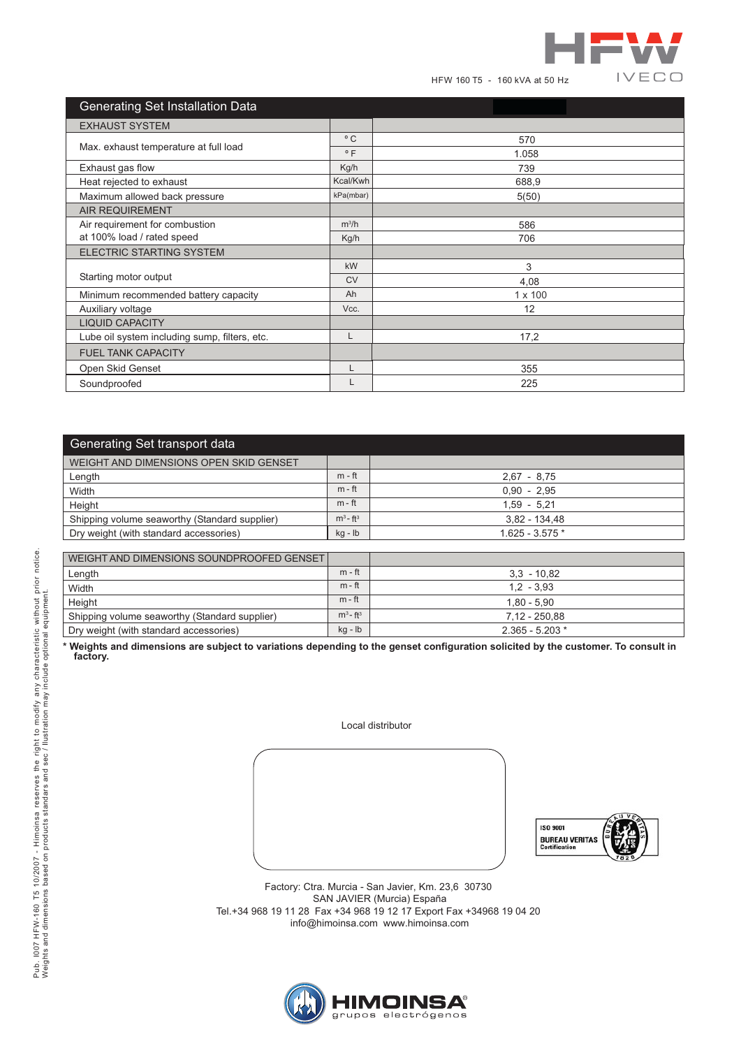HFW 160 T5 - 160 kVA at 50 Hz

## Generating Set Installation Data

| | | |
|---|---|---|
| **EXHAUST SYSTEM** | | |
| Max. exhaust temperature at full load | ° C | 570 |
| | ° F | 1.058 |
| Exhaust gas flow | Kg/h | 739 |
| Heat rejected to exhaust | Kcal/Kwh | 688,9 |
| Maximum allowed back pressure | kPa(mbar) | 5(50) |
| **AIR REQUIREMENT** | | |
| Air requirement for combustion at 100% load / rated speed | $m^3$/h | 586 |
| | Kg/h | 706 |
| **ELECTRIC STARTING SYSTEM** | | |
| Starting motor output | kW | 3 |
| | CV | 4,08 |
| Minimum recommended battery capacity | Ah | 1 x 100 |
| Auxiliary voltage | Vcc. | 12 |
| **LIQUID CAPACITY** | | |
| Lube oil system including sump, filters, etc. | L | 17,2 |
| **FUEL TANK CAPACITY** | | |
| Open Skid Genset | L | 355 |
| Soundproofed | L | 225 |

## Generating Set transport data

| WEIGHT AND DIMENSIONS OPEN SKID GENSET | | |
|---|---|---|
| Length | m - ft | 2,67 - 8,75 |
| Width | m - ft | 0,90 - 2,95 |
| Height | m - ft | 1,59 - 5,21 |
| Shipping volume seaworthy (Standard supplier) | $m^3$ - $ft^3$ | 3,82 - 134,48 |
| Dry weight (with standard accessories) | kg - lb | 1.625 - 3.575 * |

| WEIGHT AND DIMENSIONS SOUNDPROOFED GENSET | | |
|---|---|---|
| Length | m - ft | 3,3 - 10,82 |
| Width | m - ft | 1,2 - 3,93 |
| Height | m - ft | 1,80 - 5,90 |
| Shipping volume seaworthy (Standard supplier) | $m^3$ - $ft^3$ | 7,12 - 250,88 |
| Dry weight (with standard accessories) | kg - lb | 2.365 - 5.203 * |

**\* Weights and dimensions are subject to variations depending to the genset configuration solicited by the customer. To consult in factory.**

Local distributor

ISO 9001
BUREAU VERITAS
Certification

Factory: Ctra. Murcia - San Javier, Km. 23,6 30730
SAN JAVIER (Murcia) España
Tel.+34 968 19 11 28 Fax +34 968 19 12 17 Export Fax +34968 19 04 20
info@himoinsa.com www.himoinsa.com

HIMOINSA® grupos electrógenos

Pub. I007 HFW-160 T5 10/2007 - Himoinsa reserves the right to modify any characteristic without prior notice.
Weights and dimensions based on products standards and sec / Illustration may include optional equipment.